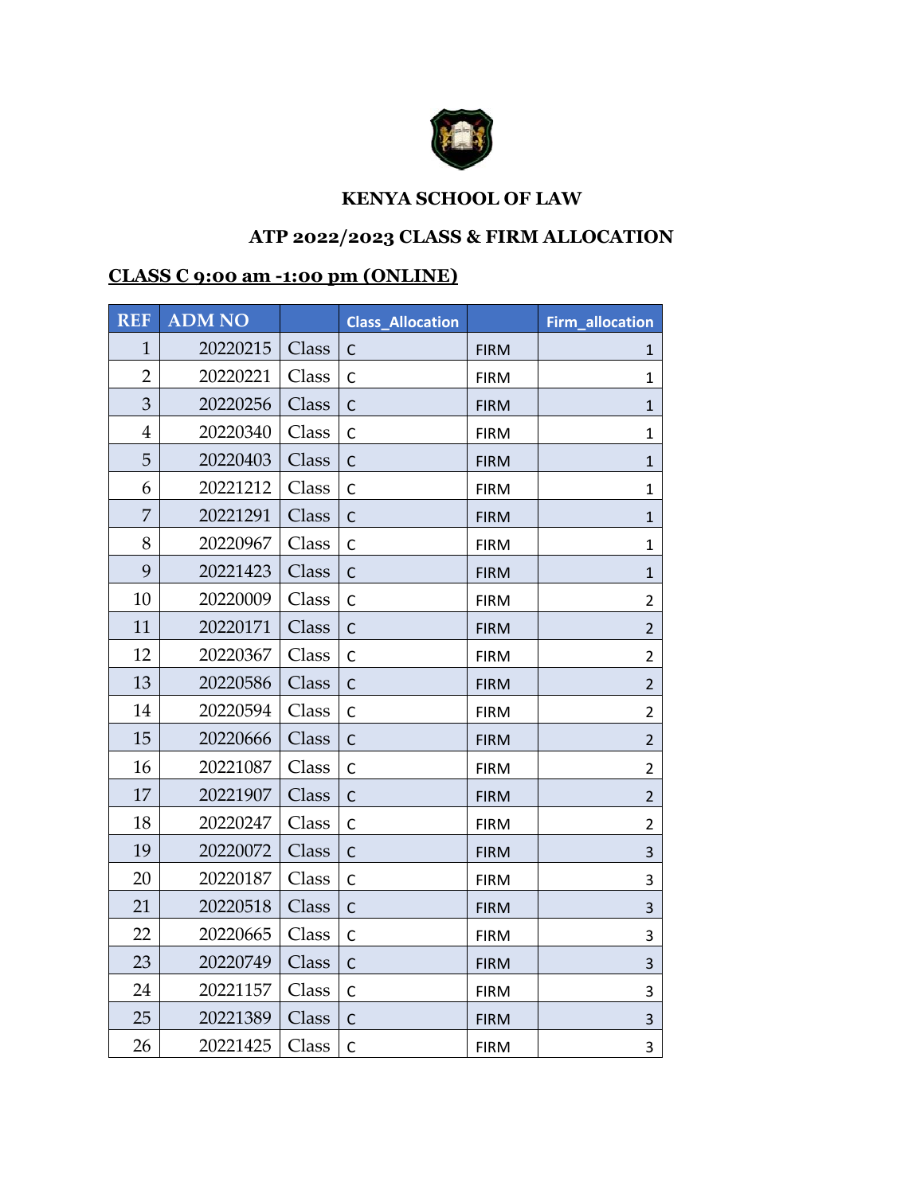**KENYA SCHOOL OF LAW**

**ATP 2022/2023 CLASS & FIRM ALLOCATION**

**CLASS C 9:00 am -1:00 pm (ONLINE)**

| REF | ADM NO | | Class_Allocation | | Firm_allocation |
|---|---|---|---|---|---|
| 1 | 20220215 | Class | C | FIRM | 1 |
| 2 | 20220221 | Class | C | FIRM | 1 |
| 3 | 20220256 | Class | C | FIRM | 1 |
| 4 | 20220340 | Class | C | FIRM | 1 |
| 5 | 20220403 | Class | C | FIRM | 1 |
| 6 | 20221212 | Class | C | FIRM | 1 |
| 7 | 20221291 | Class | C | FIRM | 1 |
| 8 | 20220967 | Class | C | FIRM | 1 |
| 9 | 20221423 | Class | C | FIRM | 1 |
| 10 | 20220009 | Class | C | FIRM | 2 |
| 11 | 20220171 | Class | C | FIRM | 2 |
| 12 | 20220367 | Class | C | FIRM | 2 |
| 13 | 20220586 | Class | C | FIRM | 2 |
| 14 | 20220594 | Class | C | FIRM | 2 |
| 15 | 20220666 | Class | C | FIRM | 2 |
| 16 | 20221087 | Class | C | FIRM | 2 |
| 17 | 20221907 | Class | C | FIRM | 2 |
| 18 | 20220247 | Class | C | FIRM | 2 |
| 19 | 20220072 | Class | C | FIRM | 3 |
| 20 | 20220187 | Class | C | FIRM | 3 |
| 21 | 20220518 | Class | C | FIRM | 3 |
| 22 | 20220665 | Class | C | FIRM | 3 |
| 23 | 20220749 | Class | C | FIRM | 3 |
| 24 | 20221157 | Class | C | FIRM | 3 |
| 25 | 20221389 | Class | C | FIRM | 3 |
| 26 | 20221425 | Class | C | FIRM | 3 |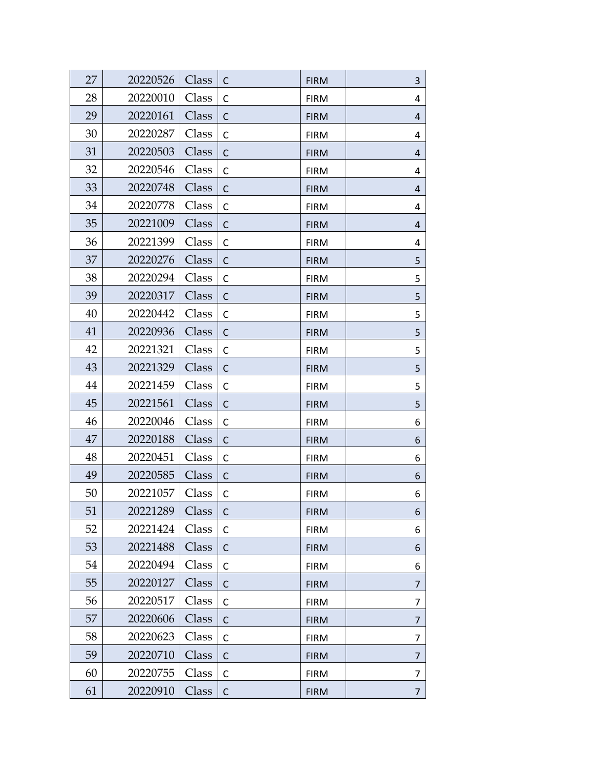| 27 | 20220526 | Class | C | FIRM | 3 |
|---|---|---|---|---|---|
| 28 | 20220010 | Class | C | FIRM | 4 |
| 29 | 20220161 | Class | C | FIRM | 4 |
| 30 | 20220287 | Class | C | FIRM | 4 |
| 31 | 20220503 | Class | C | FIRM | 4 |
| 32 | 20220546 | Class | C | FIRM | 4 |
| 33 | 20220748 | Class | C | FIRM | 4 |
| 34 | 20220778 | Class | C | FIRM | 4 |
| 35 | 20221009 | Class | C | FIRM | 4 |
| 36 | 20221399 | Class | C | FIRM | 4 |
| 37 | 20220276 | Class | C | FIRM | 5 |
| 38 | 20220294 | Class | C | FIRM | 5 |
| 39 | 20220317 | Class | C | FIRM | 5 |
| 40 | 20220442 | Class | C | FIRM | 5 |
| 41 | 20220936 | Class | C | FIRM | 5 |
| 42 | 20221321 | Class | C | FIRM | 5 |
| 43 | 20221329 | Class | C | FIRM | 5 |
| 44 | 20221459 | Class | C | FIRM | 5 |
| 45 | 20221561 | Class | C | FIRM | 5 |
| 46 | 20220046 | Class | C | FIRM | 6 |
| 47 | 20220188 | Class | C | FIRM | 6 |
| 48 | 20220451 | Class | C | FIRM | 6 |
| 49 | 20220585 | Class | C | FIRM | 6 |
| 50 | 20221057 | Class | C | FIRM | 6 |
| 51 | 20221289 | Class | C | FIRM | 6 |
| 52 | 20221424 | Class | C | FIRM | 6 |
| 53 | 20221488 | Class | C | FIRM | 6 |
| 54 | 20220494 | Class | C | FIRM | 6 |
| 55 | 20220127 | Class | C | FIRM | 7 |
| 56 | 20220517 | Class | C | FIRM | 7 |
| 57 | 20220606 | Class | C | FIRM | 7 |
| 58 | 20220623 | Class | C | FIRM | 7 |
| 59 | 20220710 | Class | C | FIRM | 7 |
| 60 | 20220755 | Class | C | FIRM | 7 |
| 61 | 20220910 | Class | C | FIRM | 7 |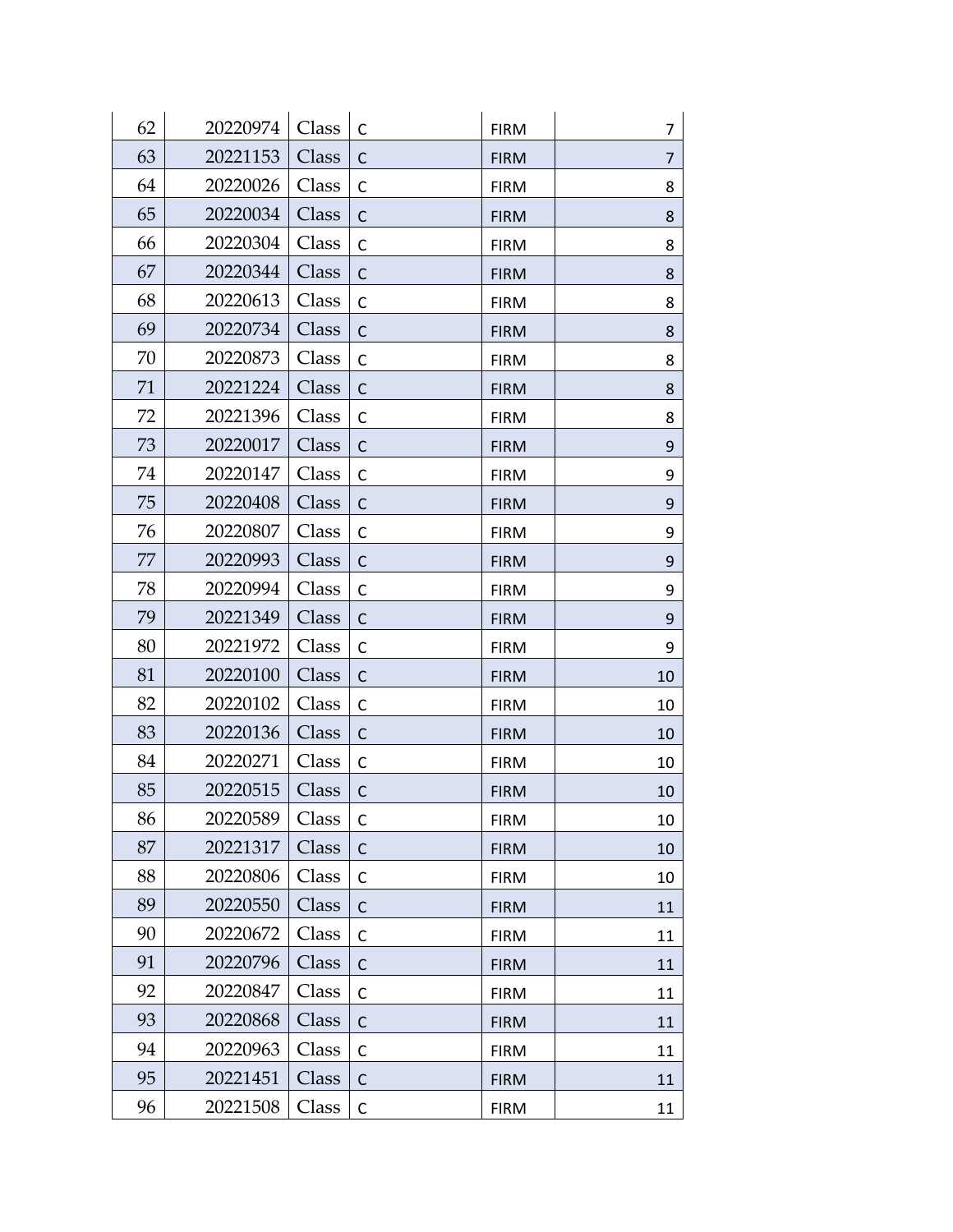|  |  |  |  |  |  |
|---|---|---|---|---|---|
| 62 | 20220974 | Class | C | FIRM | 7 |
| 63 | 20221153 | Class | C | FIRM | 7 |
| 64 | 20220026 | Class | C | FIRM | 8 |
| 65 | 20220034 | Class | C | FIRM | 8 |
| 66 | 20220304 | Class | C | FIRM | 8 |
| 67 | 20220344 | Class | C | FIRM | 8 |
| 68 | 20220613 | Class | C | FIRM | 8 |
| 69 | 20220734 | Class | C | FIRM | 8 |
| 70 | 20220873 | Class | C | FIRM | 8 |
| 71 | 20221224 | Class | C | FIRM | 8 |
| 72 | 20221396 | Class | C | FIRM | 8 |
| 73 | 20220017 | Class | C | FIRM | 9 |
| 74 | 20220147 | Class | C | FIRM | 9 |
| 75 | 20220408 | Class | C | FIRM | 9 |
| 76 | 20220807 | Class | C | FIRM | 9 |
| 77 | 20220993 | Class | C | FIRM | 9 |
| 78 | 20220994 | Class | C | FIRM | 9 |
| 79 | 20221349 | Class | C | FIRM | 9 |
| 80 | 20221972 | Class | C | FIRM | 9 |
| 81 | 20220100 | Class | C | FIRM | 10 |
| 82 | 20220102 | Class | C | FIRM | 10 |
| 83 | 20220136 | Class | C | FIRM | 10 |
| 84 | 20220271 | Class | C | FIRM | 10 |
| 85 | 20220515 | Class | C | FIRM | 10 |
| 86 | 20220589 | Class | C | FIRM | 10 |
| 87 | 20221317 | Class | C | FIRM | 10 |
| 88 | 20220806 | Class | C | FIRM | 10 |
| 89 | 20220550 | Class | C | FIRM | 11 |
| 90 | 20220672 | Class | C | FIRM | 11 |
| 91 | 20220796 | Class | C | FIRM | 11 |
| 92 | 20220847 | Class | C | FIRM | 11 |
| 93 | 20220868 | Class | C | FIRM | 11 |
| 94 | 20220963 | Class | C | FIRM | 11 |
| 95 | 20221451 | Class | C | FIRM | 11 |
| 96 | 20221508 | Class | C | FIRM | 11 |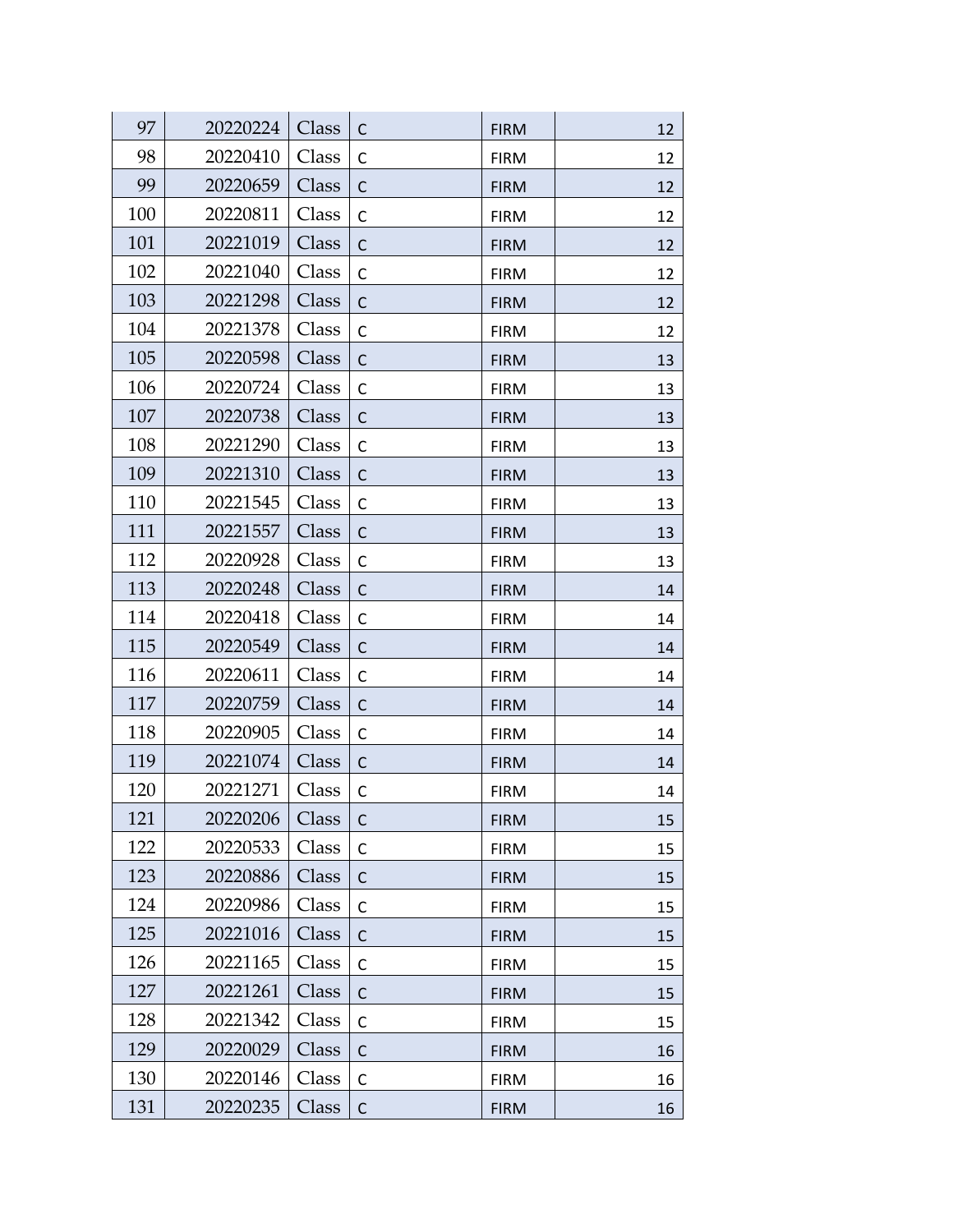| | | | | | |
|---|---|---|---|---|---|
| 97 | 20220224 | Class | C | FIRM | 12 |
| 98 | 20220410 | Class | C | FIRM | 12 |
| 99 | 20220659 | Class | C | FIRM | 12 |
| 100 | 20220811 | Class | C | FIRM | 12 |
| 101 | 20221019 | Class | C | FIRM | 12 |
| 102 | 20221040 | Class | C | FIRM | 12 |
| 103 | 20221298 | Class | C | FIRM | 12 |
| 104 | 20221378 | Class | C | FIRM | 12 |
| 105 | 20220598 | Class | C | FIRM | 13 |
| 106 | 20220724 | Class | C | FIRM | 13 |
| 107 | 20220738 | Class | C | FIRM | 13 |
| 108 | 20221290 | Class | C | FIRM | 13 |
| 109 | 20221310 | Class | C | FIRM | 13 |
| 110 | 20221545 | Class | C | FIRM | 13 |
| 111 | 20221557 | Class | C | FIRM | 13 |
| 112 | 20220928 | Class | C | FIRM | 13 |
| 113 | 20220248 | Class | C | FIRM | 14 |
| 114 | 20220418 | Class | C | FIRM | 14 |
| 115 | 20220549 | Class | C | FIRM | 14 |
| 116 | 20220611 | Class | C | FIRM | 14 |
| 117 | 20220759 | Class | C | FIRM | 14 |
| 118 | 20220905 | Class | C | FIRM | 14 |
| 119 | 20221074 | Class | C | FIRM | 14 |
| 120 | 20221271 | Class | C | FIRM | 14 |
| 121 | 20220206 | Class | C | FIRM | 15 |
| 122 | 20220533 | Class | C | FIRM | 15 |
| 123 | 20220886 | Class | C | FIRM | 15 |
| 124 | 20220986 | Class | C | FIRM | 15 |
| 125 | 20221016 | Class | C | FIRM | 15 |
| 126 | 20221165 | Class | C | FIRM | 15 |
| 127 | 20221261 | Class | C | FIRM | 15 |
| 128 | 20221342 | Class | C | FIRM | 15 |
| 129 | 20220029 | Class | C | FIRM | 16 |
| 130 | 20220146 | Class | C | FIRM | 16 |
| 131 | 20220235 | Class | C | FIRM | 16 |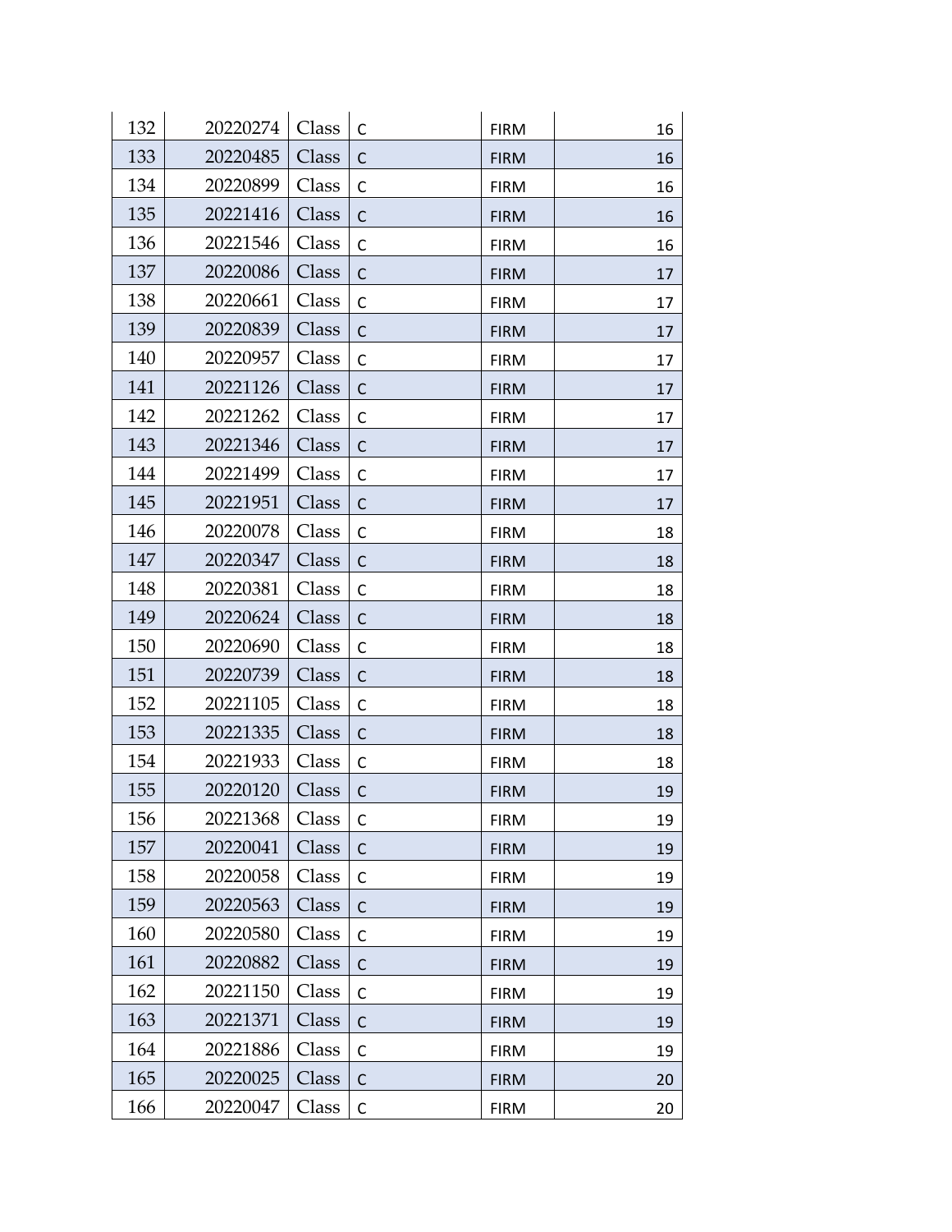| | | | | | |
|---|---|---|---|---|---|
| 132 | 20220274 | Class | C | FIRM | 16 |
| 133 | 20220485 | Class | C | FIRM | 16 |
| 134 | 20220899 | Class | C | FIRM | 16 |
| 135 | 20221416 | Class | C | FIRM | 16 |
| 136 | 20221546 | Class | C | FIRM | 16 |
| 137 | 20220086 | Class | C | FIRM | 17 |
| 138 | 20220661 | Class | C | FIRM | 17 |
| 139 | 20220839 | Class | C | FIRM | 17 |
| 140 | 20220957 | Class | C | FIRM | 17 |
| 141 | 20221126 | Class | C | FIRM | 17 |
| 142 | 20221262 | Class | C | FIRM | 17 |
| 143 | 20221346 | Class | C | FIRM | 17 |
| 144 | 20221499 | Class | C | FIRM | 17 |
| 145 | 20221951 | Class | C | FIRM | 17 |
| 146 | 20220078 | Class | C | FIRM | 18 |
| 147 | 20220347 | Class | C | FIRM | 18 |
| 148 | 20220381 | Class | C | FIRM | 18 |
| 149 | 20220624 | Class | C | FIRM | 18 |
| 150 | 20220690 | Class | C | FIRM | 18 |
| 151 | 20220739 | Class | C | FIRM | 18 |
| 152 | 20221105 | Class | C | FIRM | 18 |
| 153 | 20221335 | Class | C | FIRM | 18 |
| 154 | 20221933 | Class | C | FIRM | 18 |
| 155 | 20220120 | Class | C | FIRM | 19 |
| 156 | 20221368 | Class | C | FIRM | 19 |
| 157 | 20220041 | Class | C | FIRM | 19 |
| 158 | 20220058 | Class | C | FIRM | 19 |
| 159 | 20220563 | Class | C | FIRM | 19 |
| 160 | 20220580 | Class | C | FIRM | 19 |
| 161 | 20220882 | Class | C | FIRM | 19 |
| 162 | 20221150 | Class | C | FIRM | 19 |
| 163 | 20221371 | Class | C | FIRM | 19 |
| 164 | 20221886 | Class | C | FIRM | 19 |
| 165 | 20220025 | Class | C | FIRM | 20 |
| 166 | 20220047 | Class | C | FIRM | 20 |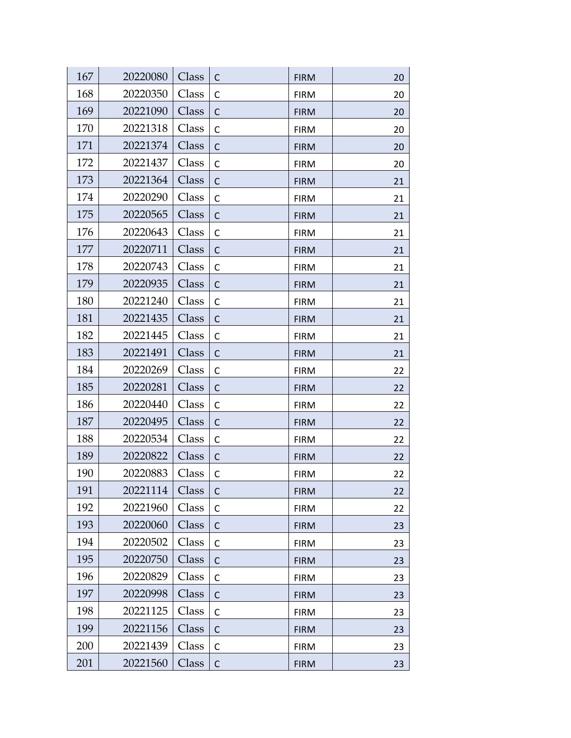| | | | | | |
|---|---|---|---|---|---|
| 167 | 20220080 | Class | C | FIRM | 20 |
| 168 | 20220350 | Class | C | FIRM | 20 |
| 169 | 20221090 | Class | C | FIRM | 20 |
| 170 | 20221318 | Class | C | FIRM | 20 |
| 171 | 20221374 | Class | C | FIRM | 20 |
| 172 | 20221437 | Class | C | FIRM | 20 |
| 173 | 20221364 | Class | C | FIRM | 21 |
| 174 | 20220290 | Class | C | FIRM | 21 |
| 175 | 20220565 | Class | C | FIRM | 21 |
| 176 | 20220643 | Class | C | FIRM | 21 |
| 177 | 20220711 | Class | C | FIRM | 21 |
| 178 | 20220743 | Class | C | FIRM | 21 |
| 179 | 20220935 | Class | C | FIRM | 21 |
| 180 | 20221240 | Class | C | FIRM | 21 |
| 181 | 20221435 | Class | C | FIRM | 21 |
| 182 | 20221445 | Class | C | FIRM | 21 |
| 183 | 20221491 | Class | C | FIRM | 21 |
| 184 | 20220269 | Class | C | FIRM | 22 |
| 185 | 20220281 | Class | C | FIRM | 22 |
| 186 | 20220440 | Class | C | FIRM | 22 |
| 187 | 20220495 | Class | C | FIRM | 22 |
| 188 | 20220534 | Class | C | FIRM | 22 |
| 189 | 20220822 | Class | C | FIRM | 22 |
| 190 | 20220883 | Class | C | FIRM | 22 |
| 191 | 20221114 | Class | C | FIRM | 22 |
| 192 | 20221960 | Class | C | FIRM | 22 |
| 193 | 20220060 | Class | C | FIRM | 23 |
| 194 | 20220502 | Class | C | FIRM | 23 |
| 195 | 20220750 | Class | C | FIRM | 23 |
| 196 | 20220829 | Class | C | FIRM | 23 |
| 197 | 20220998 | Class | C | FIRM | 23 |
| 198 | 20221125 | Class | C | FIRM | 23 |
| 199 | 20221156 | Class | C | FIRM | 23 |
| 200 | 20221439 | Class | C | FIRM | 23 |
| 201 | 20221560 | Class | C | FIRM | 23 |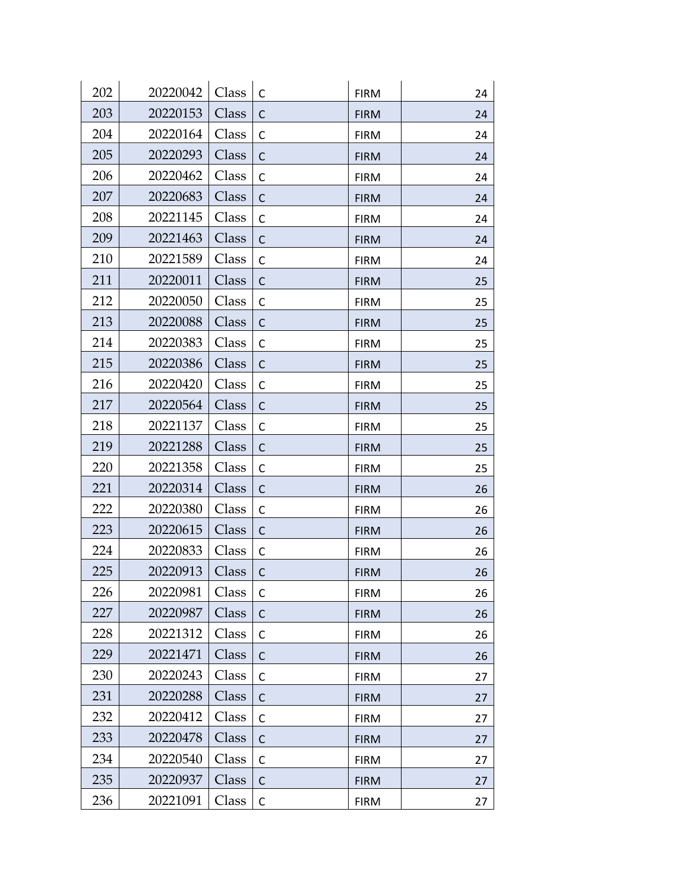| 202 | 20220042 | Class | C | FIRM | 24 |
|---|---|---|---|---|---|
| 203 | 20220153 | Class | C | FIRM | 24 |
| 204 | 20220164 | Class | C | FIRM | 24 |
| 205 | 20220293 | Class | C | FIRM | 24 |
| 206 | 20220462 | Class | C | FIRM | 24 |
| 207 | 20220683 | Class | C | FIRM | 24 |
| 208 | 20221145 | Class | C | FIRM | 24 |
| 209 | 20221463 | Class | C | FIRM | 24 |
| 210 | 20221589 | Class | C | FIRM | 24 |
| 211 | 20220011 | Class | C | FIRM | 25 |
| 212 | 20220050 | Class | C | FIRM | 25 |
| 213 | 20220088 | Class | C | FIRM | 25 |
| 214 | 20220383 | Class | C | FIRM | 25 |
| 215 | 20220386 | Class | C | FIRM | 25 |
| 216 | 20220420 | Class | C | FIRM | 25 |
| 217 | 20220564 | Class | C | FIRM | 25 |
| 218 | 20221137 | Class | C | FIRM | 25 |
| 219 | 20221288 | Class | C | FIRM | 25 |
| 220 | 20221358 | Class | C | FIRM | 25 |
| 221 | 20220314 | Class | C | FIRM | 26 |
| 222 | 20220380 | Class | C | FIRM | 26 |
| 223 | 20220615 | Class | C | FIRM | 26 |
| 224 | 20220833 | Class | C | FIRM | 26 |
| 225 | 20220913 | Class | C | FIRM | 26 |
| 226 | 20220981 | Class | C | FIRM | 26 |
| 227 | 20220987 | Class | C | FIRM | 26 |
| 228 | 20221312 | Class | C | FIRM | 26 |
| 229 | 20221471 | Class | C | FIRM | 26 |
| 230 | 20220243 | Class | C | FIRM | 27 |
| 231 | 20220288 | Class | C | FIRM | 27 |
| 232 | 20220412 | Class | C | FIRM | 27 |
| 233 | 20220478 | Class | C | FIRM | 27 |
| 234 | 20220540 | Class | C | FIRM | 27 |
| 235 | 20220937 | Class | C | FIRM | 27 |
| 236 | 20221091 | Class | C | FIRM | 27 |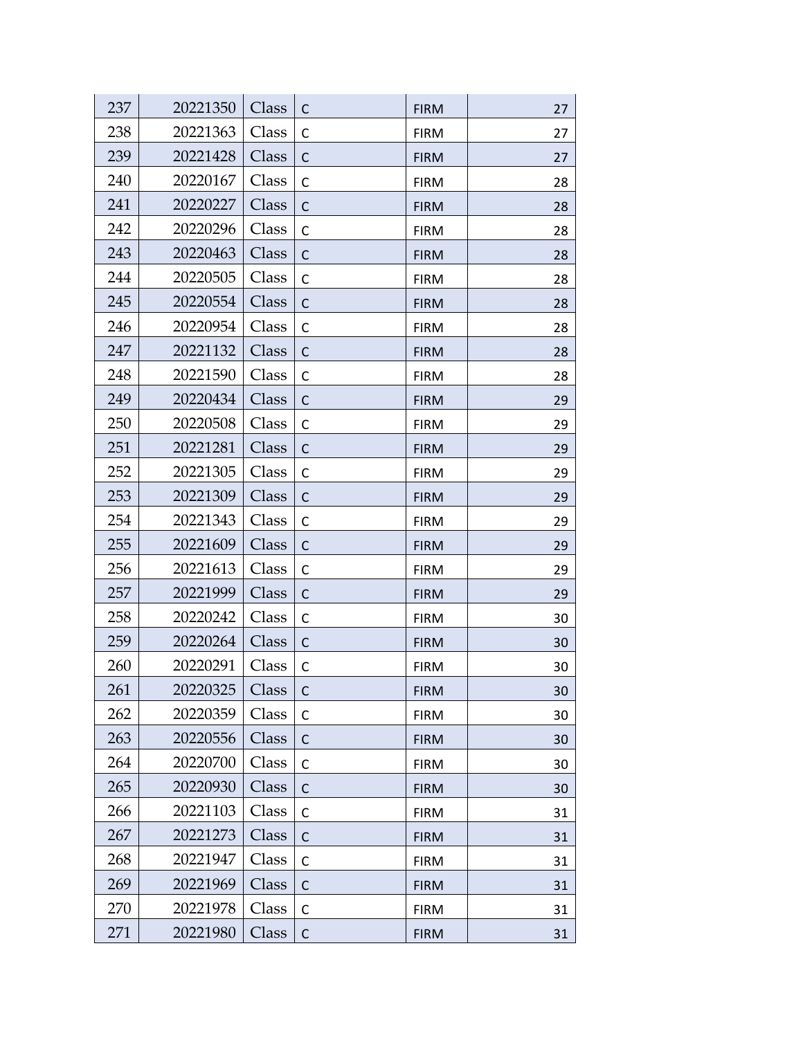| 237 | 20221350 | Class | C | FIRM | 27 |
|---|---|---|---|---|---|
| 238 | 20221363 | Class | C | FIRM | 27 |
| 239 | 20221428 | Class | C | FIRM | 27 |
| 240 | 20220167 | Class | C | FIRM | 28 |
| 241 | 20220227 | Class | C | FIRM | 28 |
| 242 | 20220296 | Class | C | FIRM | 28 |
| 243 | 20220463 | Class | C | FIRM | 28 |
| 244 | 20220505 | Class | C | FIRM | 28 |
| 245 | 20220554 | Class | C | FIRM | 28 |
| 246 | 20220954 | Class | C | FIRM | 28 |
| 247 | 20221132 | Class | C | FIRM | 28 |
| 248 | 20221590 | Class | C | FIRM | 28 |
| 249 | 20220434 | Class | C | FIRM | 29 |
| 250 | 20220508 | Class | C | FIRM | 29 |
| 251 | 20221281 | Class | C | FIRM | 29 |
| 252 | 20221305 | Class | C | FIRM | 29 |
| 253 | 20221309 | Class | C | FIRM | 29 |
| 254 | 20221343 | Class | C | FIRM | 29 |
| 255 | 20221609 | Class | C | FIRM | 29 |
| 256 | 20221613 | Class | C | FIRM | 29 |
| 257 | 20221999 | Class | C | FIRM | 29 |
| 258 | 20220242 | Class | C | FIRM | 30 |
| 259 | 20220264 | Class | C | FIRM | 30 |
| 260 | 20220291 | Class | C | FIRM | 30 |
| 261 | 20220325 | Class | C | FIRM | 30 |
| 262 | 20220359 | Class | C | FIRM | 30 |
| 263 | 20220556 | Class | C | FIRM | 30 |
| 264 | 20220700 | Class | C | FIRM | 30 |
| 265 | 20220930 | Class | C | FIRM | 30 |
| 266 | 20221103 | Class | C | FIRM | 31 |
| 267 | 20221273 | Class | C | FIRM | 31 |
| 268 | 20221947 | Class | C | FIRM | 31 |
| 269 | 20221969 | Class | C | FIRM | 31 |
| 270 | 20221978 | Class | C | FIRM | 31 |
| 271 | 20221980 | Class | C | FIRM | 31 |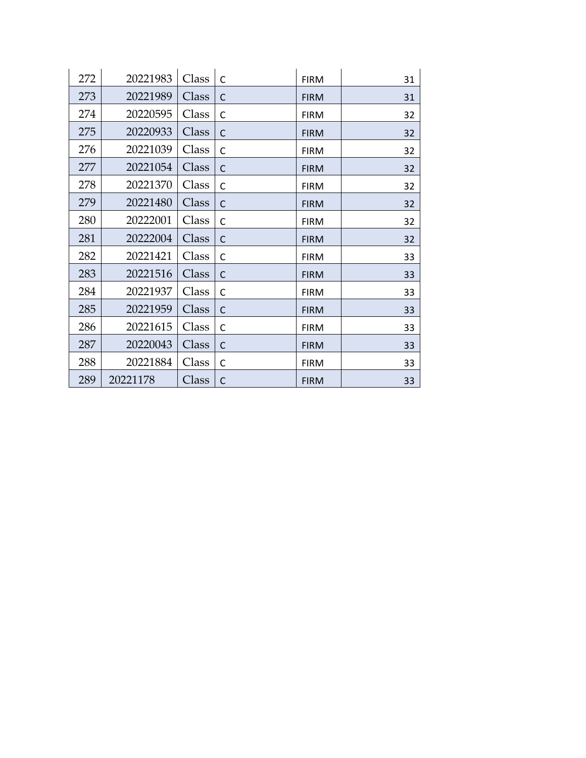| | | | | | |
|---|---|---|---|---|---|
| 272 | 20221983 | Class | C | FIRM | 31 |
| 273 | 20221989 | Class | C | FIRM | 31 |
| 274 | 20220595 | Class | C | FIRM | 32 |
| 275 | 20220933 | Class | C | FIRM | 32 |
| 276 | 20221039 | Class | C | FIRM | 32 |
| 277 | 20221054 | Class | C | FIRM | 32 |
| 278 | 20221370 | Class | C | FIRM | 32 |
| 279 | 20221480 | Class | C | FIRM | 32 |
| 280 | 20222001 | Class | C | FIRM | 32 |
| 281 | 20222004 | Class | C | FIRM | 32 |
| 282 | 20221421 | Class | C | FIRM | 33 |
| 283 | 20221516 | Class | C | FIRM | 33 |
| 284 | 20221937 | Class | C | FIRM | 33 |
| 285 | 20221959 | Class | C | FIRM | 33 |
| 286 | 20221615 | Class | C | FIRM | 33 |
| 287 | 20220043 | Class | C | FIRM | 33 |
| 288 | 20221884 | Class | C | FIRM | 33 |
| 289 | 20221178 | Class | C | FIRM | 33 |